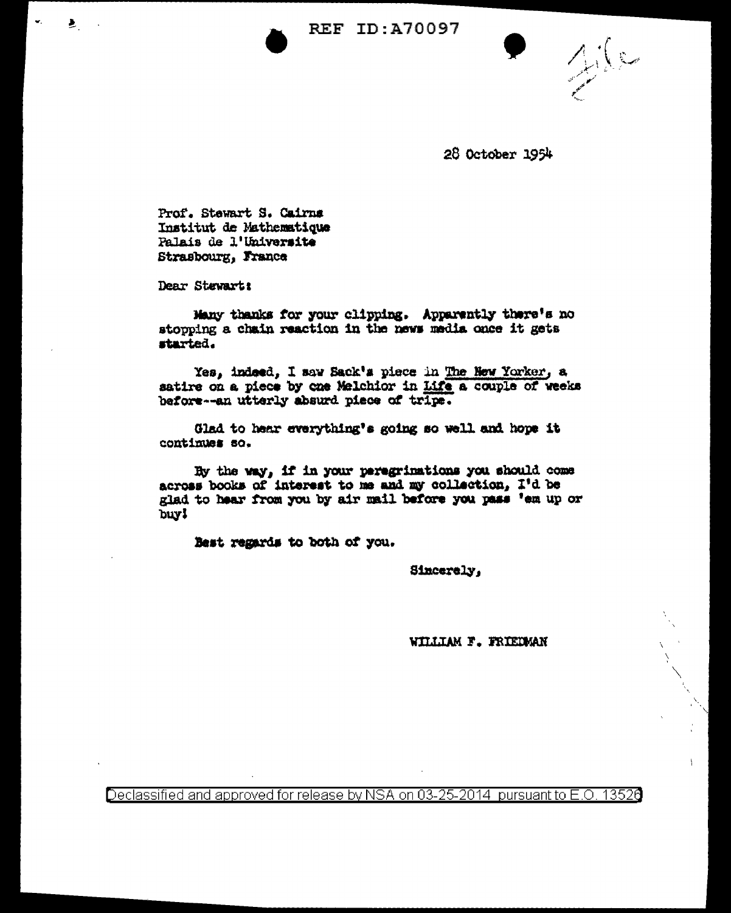REF ID:A70097

File

28 October 1954

Prof. Stewart S. Cairns
Institut de Mathematique
Palais de l'Universite
Strasbourg, France

Dear Stewart:

Many thanks for your clipping. Apparently there's no stopping a chain reaction in the news media once it gets started.

Yes, indeed, I saw Sack's piece in The New Yorker, a satire on a piece by one Melchior in Life a couple of weeks before--an utterly absurd piece of tripe.

Glad to hear everything's going so well and hope it continues so.

By the way, if in your peregrinations you should come across books of interest to me and my collection, I'd be glad to hear from you by air mail before you pass 'em up or buy!

Best regards to both of you.

Sincerely,

WILLIAM F. FRIEDMAN

Declassified and approved for release by NSA on 03-25-2014 pursuant to E.O. 13526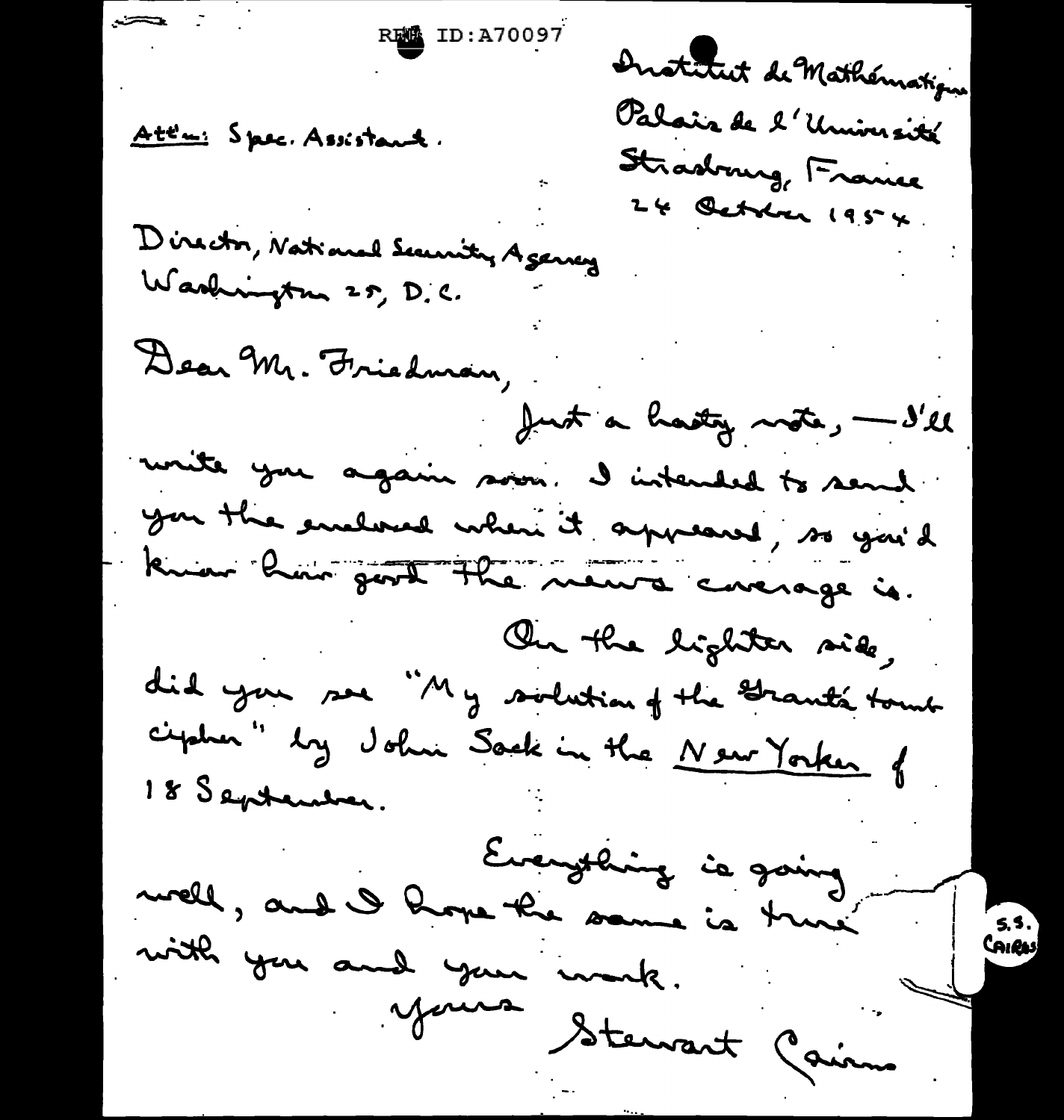REF ID:A70097

Institut de Mathématiques
Palais de l'Université
Strasbourg, France
24 October 1954.

Att'n: Spec. Assistant.

Director, National Security Agency
Washington 25, D.C.

Dear Mr. Friedman,

Just a hasty note, — I'll write you again soon. I intended to send you the enclosed when it appeared, so you'd know how good the news coverage is.

On the lighter side, did you see "My solution of the Grant's tomb cipher" by John Sack in the New Yorker of 18 September.

Everything is going well, and I hope the same is true with you and your work.

Yours
Stewart Cairns

S.S. CAIRNS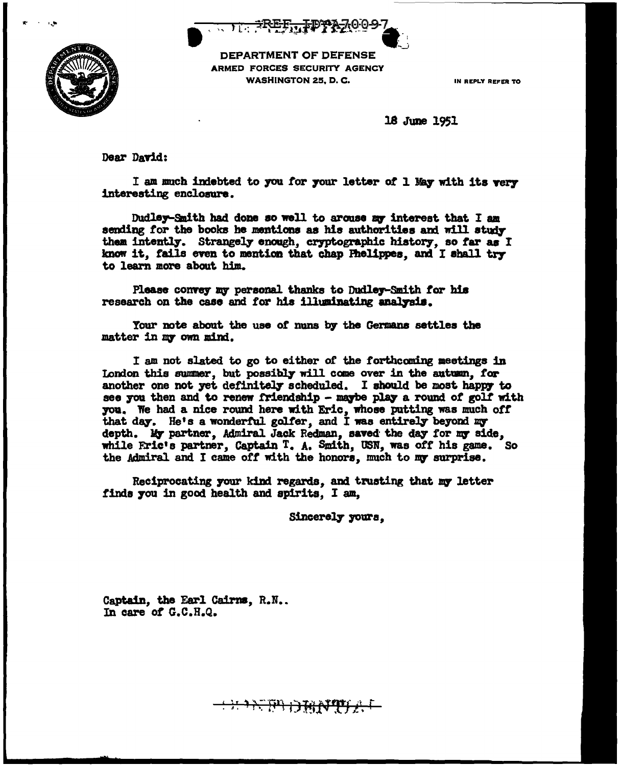REF ID:A70097

DEPARTMENT OF DEFENSE
ARMED FORCES SECURITY AGENCY
WASHINGTON 25, D. C.

IN REPLY REFER TO

18 June 1951

Dear David:

I am much indebted to you for your letter of 1 May with its very interesting enclosure.

Dudley-Smith had done so well to arouse my interest that I am sending for the books he mentions as his authorities and will study them intently. Strangely enough, cryptographic history, so far as I know it, fails even to mention that chap Phelippes, and I shall try to learn more about him.

Please convey my personal thanks to Dudley-Smith for his research on the case and for his illuminating analysis.

Your note about the use of nuns by the Germans settles the matter in my own mind.

I am not slated to go to either of the forthcoming meetings in London this summer, but possibly will come over in the autumn, for another one not yet definitely scheduled. I should be most happy to see you then and to renew friendship - maybe play a round of golf with you. We had a nice round here with Eric, whose putting was much off that day. He's a wonderful golfer, and I was entirely beyond my depth. My partner, Admiral Jack Redman, saved the day for my side, while Eric's partner, Captain T. A. Smith, USN, was off his game. So the Admiral and I came off with the honors, much to my surprise.

Reciprocating your kind regards, and trusting that my letter finds you in good health and spirits, I am,

Sincerely yours,

Captain, the Earl Cairns, R.N..
In care of G.C.H.Q.

CONFIDENTIAL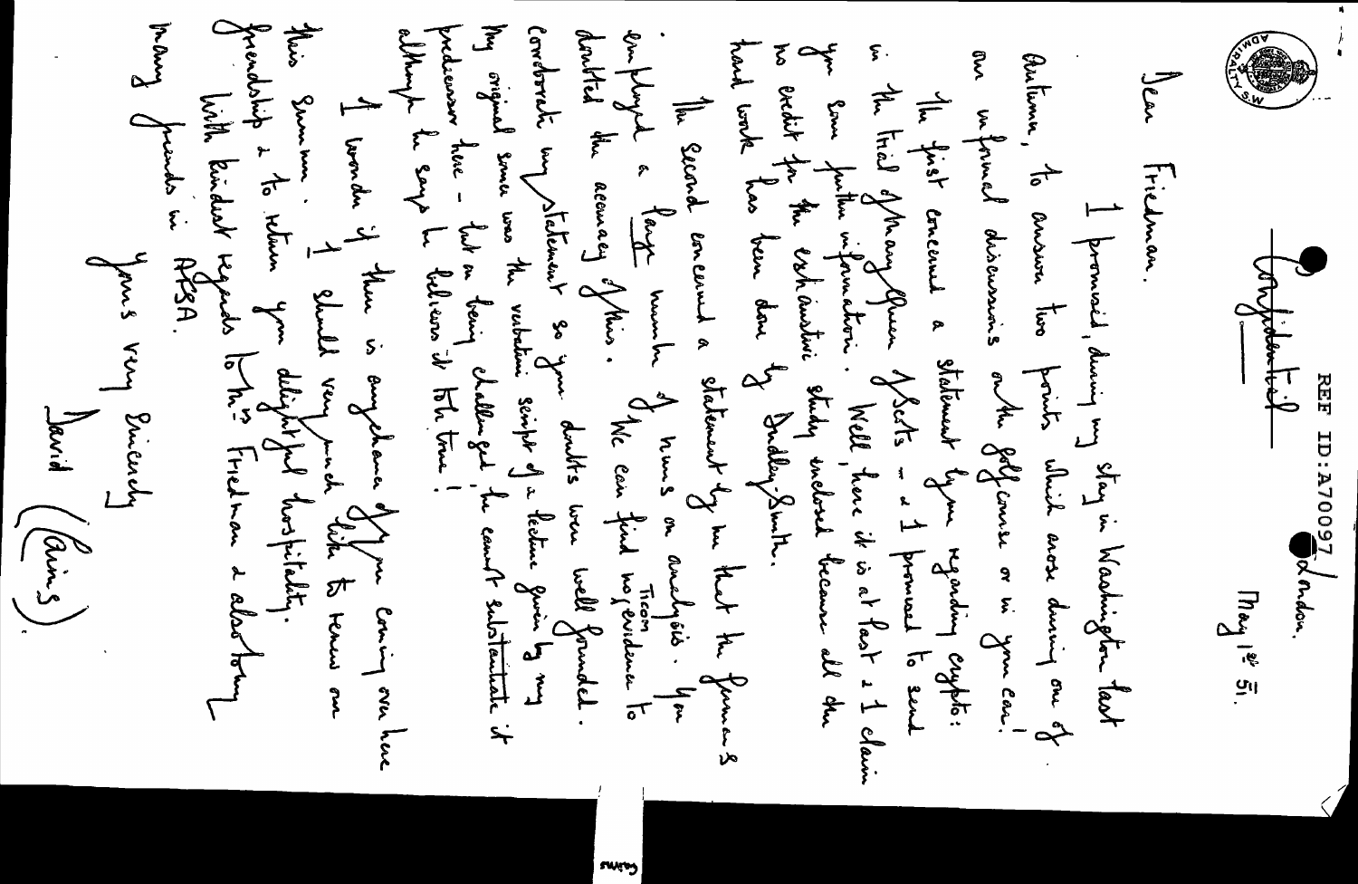REF ID:A70097

Confidential

London.

May 1st 51.

Dear Friedman.

I promised, during my stay in Washington last Autumn, to answer two points which arose during one of our informal discussions at the golf course or in your car!

The first concerned a statement by you regarding crypto: in the trial of Mary Queen of Scots – & I promised to send you some further information. Well, here it is at last & I claim no credit for the exhaustive study enclosed because all the hard work has been done by Dudley-Smith.

The second concerned a statement by me that the Germans employed a large number of huns on analysis. You doubted the accuracy of this. We can find no Ticom evidence to corroborate my statement so your doubts were well founded. My original source was the verbatim script of a lecture given by my predecessor here – but on being challenged he cannot substantiate it although he says he believes it to be true!

I wonder if there is any chance of you coming over here this Summer. I should very much like to renew our friendship & to return your delightful hospitality.

With kindest regards to Mrs Friedman & also to my many friends in AFSA.

Yours very sincerely

David (Cairns).